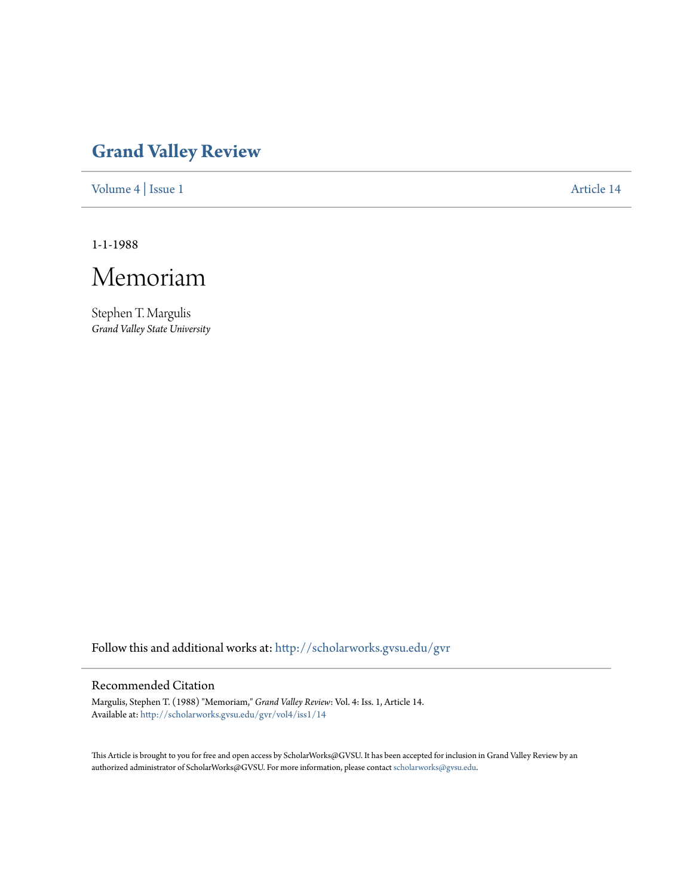# Grand Valley Review

Volume 4 | Issue 1 Article 14

1-1-1988

# Memoriam

Stephen T. Margulis
*Grand Valley State University*

Follow this and additional works at: http://scholarworks.gvsu.edu/gvr

## Recommended Citation

Margulis, Stephen T. (1988) "Memoriam," *Grand Valley Review*: Vol. 4: Iss. 1, Article 14.
Available at: http://scholarworks.gvsu.edu/gvr/vol4/iss1/14

This Article is brought to you for free and open access by ScholarWorks@GVSU. It has been accepted for inclusion in Grand Valley Review by an authorized administrator of ScholarWorks@GVSU. For more information, please contact scholarworks@gvsu.edu.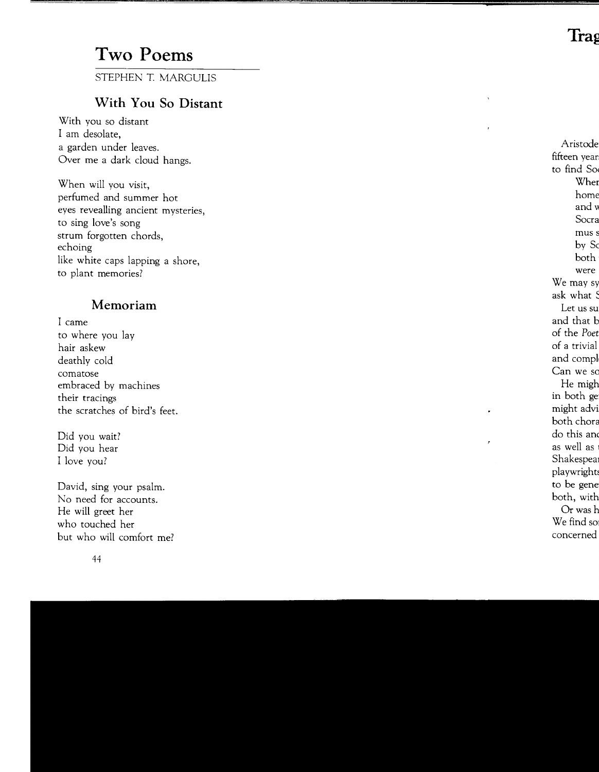# Two Poems

STEPHEN T. MARGULIS

## With You So Distant

With you so distant
I am desolate,
a garden under leaves.
Over me a dark cloud hangs.

When will you visit,
perfumed and summer hot
eyes reveralling ancient mysteries,
to sing love's song
strum forgotten chords,
echoing
like white caps lapping a shore,
to plant memories?

## Memoriam

I came
to where you lay
hair askew
deathly cold
comatose
embraced by machines
their tracings
the scratches of bird's feet.

Did you wait?
Did you hear
I love you?

David, sing your psalm.
No need for accounts.
He will greet her
who touched her
but who will comfort me?